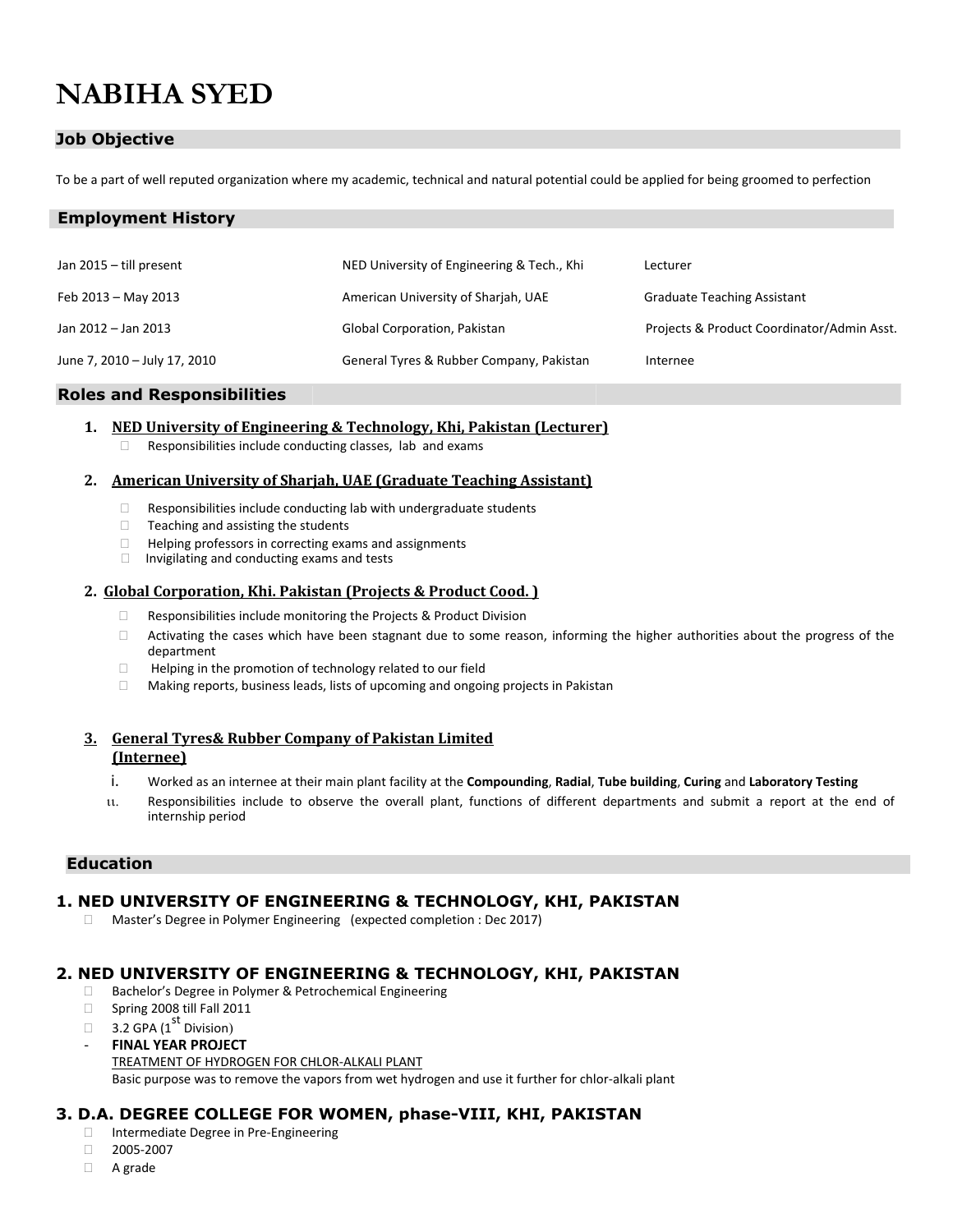# NABIHA SYED

## Job Objective

To be a part of well reputed organization where my academic, technical and natural potential could be applied for being groomed to perfection

## Employment History

| | | |
|---|---|---|
| Jan 2015 – till present | NED University of Engineering & Tech., Khi | Lecturer |
| Feb 2013 – May 2013 | American University of Sharjah, UAE | Graduate Teaching Assistant |
| Jan 2012 – Jan 2013 | Global Corporation, Pakistan | Projects & Product Coordinator/Admin Asst. |
| June 7, 2010 – July 17, 2010 | General Tyres & Rubber Company, Pakistan | Internee |

## Roles and Responsibilities

1. **NED University of Engineering & Technology, Khi, Pakistan (Lecturer)**
   - Responsibilities include conducting classes, lab and exams

2. **American University of Sharjah, UAE (Graduate Teaching Assistant)**
   - Responsibilities include conducting lab with undergraduate students
   - Teaching and assisting the students
   - Helping professors in correcting exams and assignments
   - Invigilating and conducting exams and tests

2. **Global Corporation, Khi. Pakistan (Projects & Product Cood. )**
   - Responsibilities include monitoring the Projects & Product Division
   - Activating the cases which have been stagnant due to some reason, informing the higher authorities about the progress of the department
   - Helping in the promotion of technology related to our field
   - Making reports, business leads, lists of upcoming and ongoing projects in Pakistan

3. **General Tyres& Rubber Company of Pakistan Limited (Internee)**
   i. Worked as an internee at their main plant facility at the **Compounding**, **Radial**, **Tube building**, **Curing** and **Laboratory Testing**
   ii. Responsibilities include to observe the overall plant, functions of different departments and submit a report at the end of internship period

## Education

### 1. NED UNIVERSITY OF ENGINEERING & TECHNOLOGY, KHI, PAKISTAN
- Master's Degree in Polymer Engineering (expected completion : Dec 2017)

### 2. NED UNIVERSITY OF ENGINEERING & TECHNOLOGY, KHI, PAKISTAN
- Bachelor's Degree in Polymer & Petrochemical Engineering
- Spring 2008 till Fall 2011
- 3.2 GPA (1st Division)

- **FINAL YEAR PROJECT**
  TREATMENT OF HYDROGEN FOR CHLOR-ALKALI PLANT
  Basic purpose was to remove the vapors from wet hydrogen and use it further for chlor-alkali plant

### 3. D.A. DEGREE COLLEGE FOR WOMEN, phase-VIII, KHI, PAKISTAN
- Intermediate Degree in Pre-Engineering
- 2005-2007
- A grade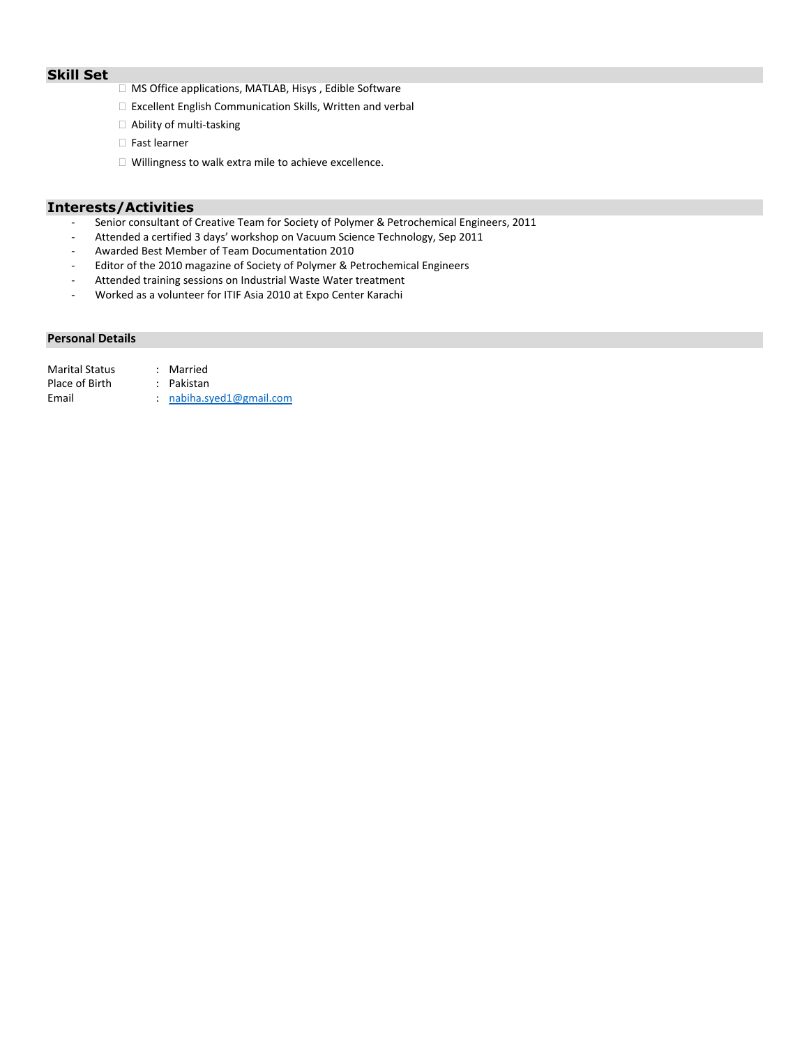## Skill Set

- MS Office applications, MATLAB, Hisys , Edible Software
- Excellent English Communication Skills, Written and verbal
- Ability of multi-tasking
- Fast learner
- Willingness to walk extra mile to achieve excellence.

## Interests/Activities

- Senior consultant of Creative Team for Society of Polymer & Petrochemical Engineers, 2011
- Attended a certified 3 days' workshop on Vacuum Science Technology, Sep 2011
- Awarded Best Member of Team Documentation 2010
- Editor of the 2010 magazine of Society of Polymer & Petrochemical Engineers
- Attended training sessions on Industrial Waste Water treatment
- Worked as a volunteer for ITIF Asia 2010 at Expo Center Karachi

## Personal Details

| | | |
|---|---|---|
| Marital Status | : | Married |
| Place of Birth | : | Pakistan |
| Email | : | nabiha.syed1@gmail.com |